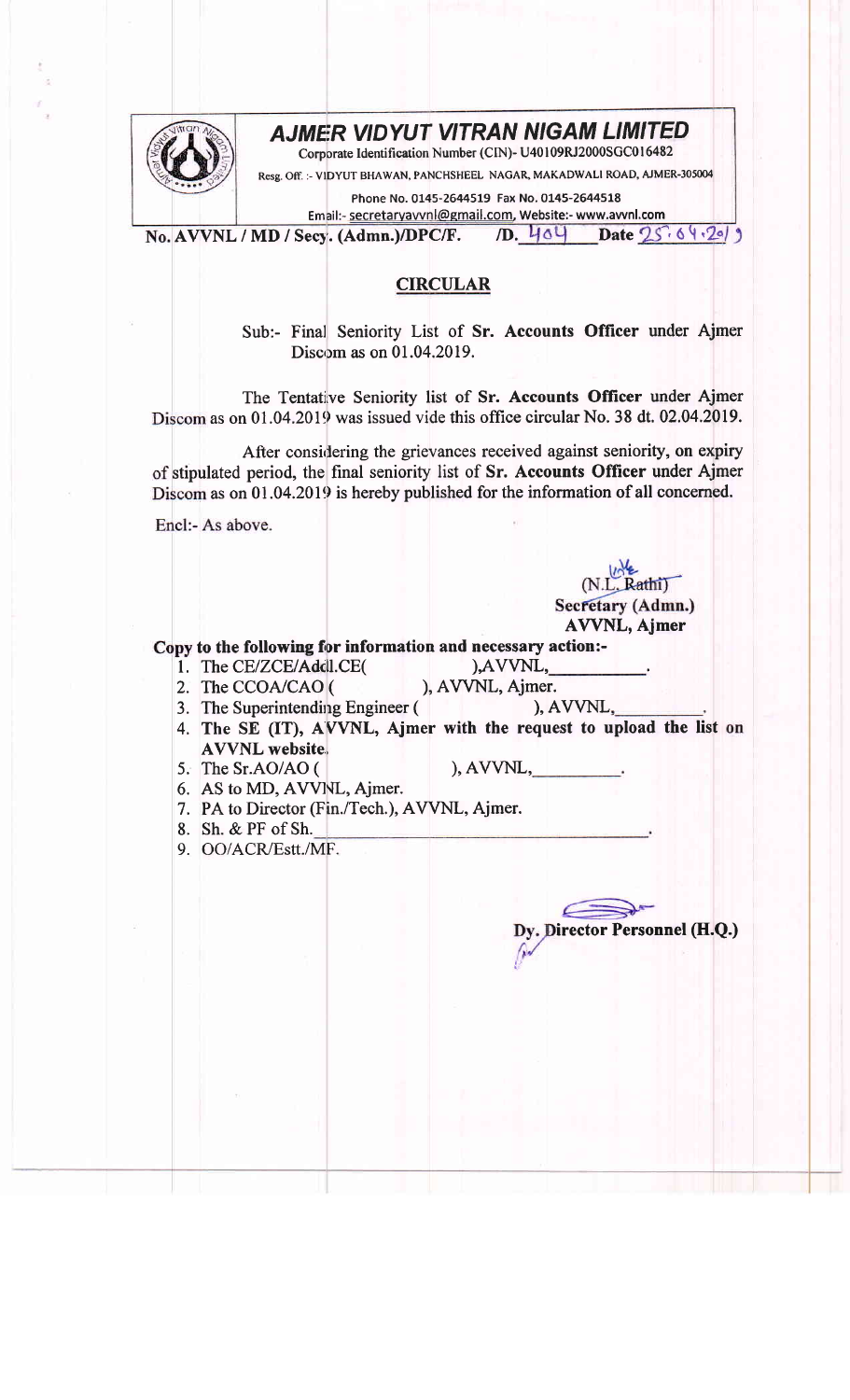# AJMER VIDYUT VITRAN NIGAM LIMITED

Corporate Identification Number (CIN)- U40109RJ2000SGC016482

Resg. Off. :- VIDYUT BHAWAN, PANCHSHEEL NAGAR, MAKADWALI ROAD, AJMER-305004

Phone No. 0145-2644519 Fax No. 0145-2644518

Email:- secretaryavvnl@gmail.com, Website:- www.avvnl.com

**No. AVVNL / MD / Secy. (Admn.)/DPC/F. /D. 404 Date 25.04.2019**

## CIRCULAR

Sub:- Final Seniority List of **Sr. Accounts Officer** under Ajmer Discom as on 01.04.2019.

The Tentative Seniority list of **Sr. Accounts Officer** under Ajmer Discom as on 01.04.2019 was issued vide this office circular No. 38 dt. 02.04.2019.

After considering the grievances received against seniority, on expiry of stipulated period, the final seniority list of **Sr. Accounts Officer** under Ajmer Discom as on 01.04.2019 is hereby published for the information of all concerned.

Encl:- As above.

(N.L. Rathi)
**Secretary (Admn.)**
**AVVNL, Ajmer**

**Copy to the following for information and necessary action:-**

1. The CE/ZCE/Addl.CE( ),AVVNL, \_\_\_\_\_\_\_\_\_\_.
2. The CCOA/CAO ( ), AVVNL, Ajmer.
3. The Superintending Engineer ( ), AVVNL, \_\_\_\_\_\_\_\_\_\_.
4. **The SE (IT), AVVNL, Ajmer with the request to upload the list on AVVNL website.**
5. The Sr.AO/AO ( ), AVVNL, \_\_\_\_\_\_\_\_\_\_.
6. AS to MD, AVVNL, Ajmer.
7. PA to Director (Fin./Tech.), AVVNL, Ajmer.
8. Sh. & PF of Sh. \_\_\_\_\_\_\_\_\_\_\_\_\_\_\_\_\_\_\_\_.
9. OO/ACR/Estt./MF.

**Dy. Director Personnel (H.Q.)**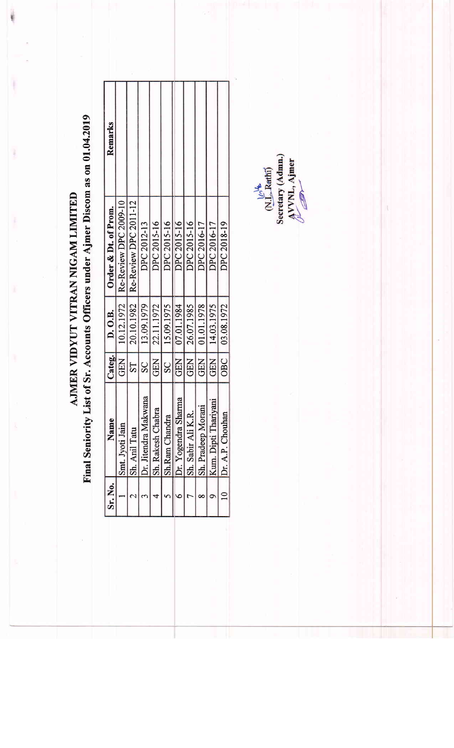# AJMER VIDYUT VITRAN NIGAM LIMITED

## Final Seniority List of Sr. Accounts Officers under Ajmer Discom as on 01.04.2019

| Sr. No. | Name | Categ. | D. O.B. | Order & Dt. of Prom. | Remarks |
|---|---|---|---|---|---|
| 1 | Smt. Jyoti Jain | GEN | 10.12.1972 | Re-Review DPC 2009-10 | |
| 2 | Sh. Anil Tatu | ST | 20.10.1982 | Re-Review DPC 2011-12 | |
| 3 | Dr. Jitendra Makwana | SC | 13.09.1979 | DPC 2012-13 | |
| 4 | Sh. Rakesh Chabra | GEN | 22.11.1972 | DPC 2015-16 | |
| 5 | Sh.Ram Chandra | SC | 15.09.1975 | DPC 2015-16 | |
| 6 | Dr. Yogendra Sharma | GEN | 07.01.1984 | DPC 2015-16 | |
| 7 | Sh. Sabir Ali K.R. | GEN | 26.07.1985 | DPC 2015-16 | |
| 8 | Sh. Pradeep Morani | GEN | 01.01.1978 | DPC 2016-17 | |
| 9 | Kum. Dipti Thariyani | GEN | 14.03.1975 | DPC 2016-17 | |
| 10 | Dr. A.P. Chouhan | OBC | 03.08.1972 | DPC 2018-19 | |

(N.L. Rathi)
Secretary (Admn.)
AVVNL, Ajmer